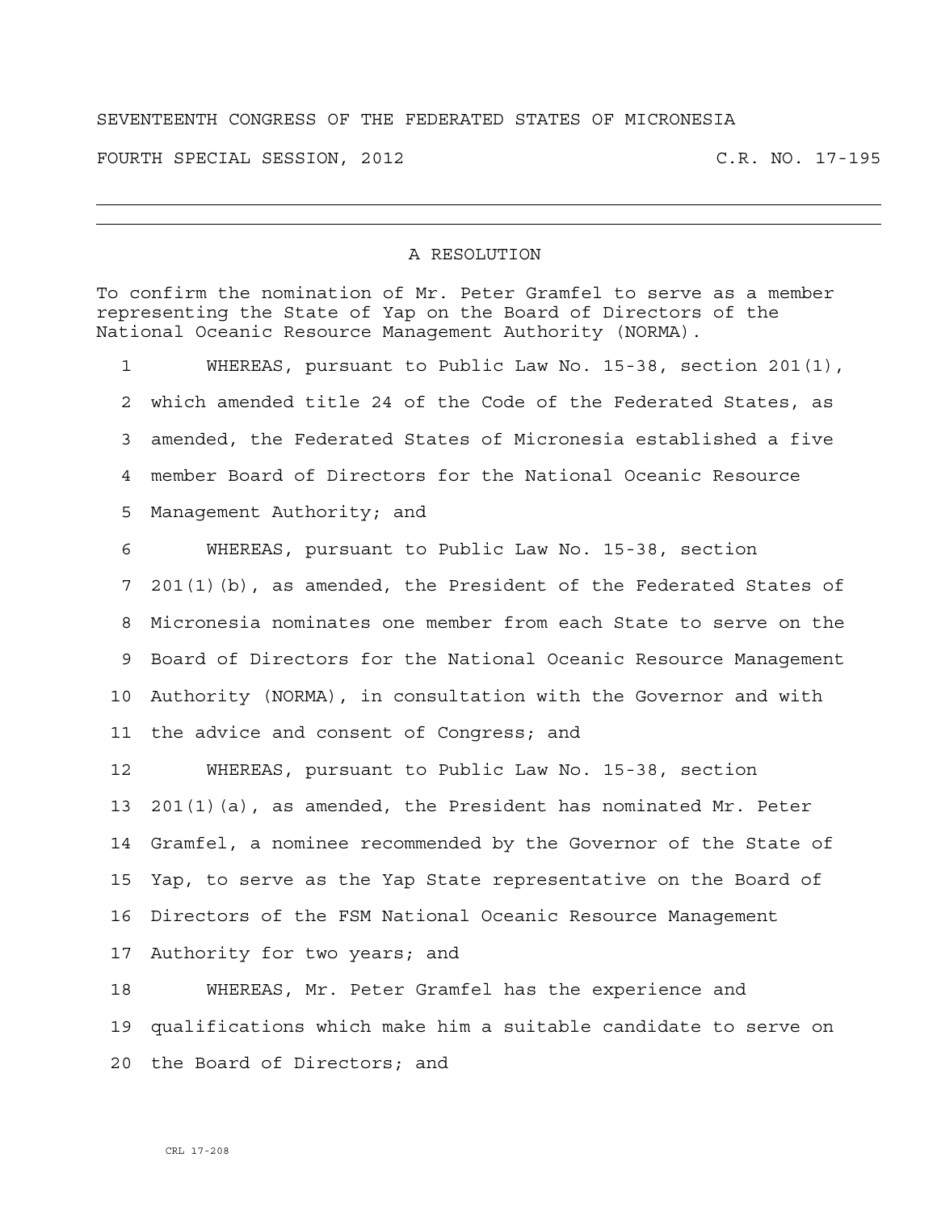SEVENTEENTH CONGRESS OF THE FEDERATED STATES OF MICRONESIA

FOURTH SPECIAL SESSION, 2012 C.R. NO. 17-195

---

## A RESOLUTION

To confirm the nomination of Mr. Peter Gramfel to serve as a member representing the State of Yap on the Board of Directors of the National Oceanic Resource Management Authority (NORMA).

WHEREAS, pursuant to Public Law No. 15-38, section 201(1), which amended title 24 of the Code of the Federated States, as amended, the Federated States of Micronesia established a five member Board of Directors for the National Oceanic Resource Management Authority; and

WHEREAS, pursuant to Public Law No. 15-38, section 201(1)(b), as amended, the President of the Federated States of Micronesia nominates one member from each State to serve on the Board of Directors for the National Oceanic Resource Management Authority (NORMA), in consultation with the Governor and with the advice and consent of Congress; and

WHEREAS, pursuant to Public Law No. 15-38, section 201(1)(a), as amended, the President has nominated Mr. Peter Gramfel, a nominee recommended by the Governor of the State of Yap, to serve as the Yap State representative on the Board of Directors of the FSM National Oceanic Resource Management Authority for two years; and

WHEREAS, Mr. Peter Gramfel has the experience and qualifications which make him a suitable candidate to serve on the Board of Directors; and

CRL 17-208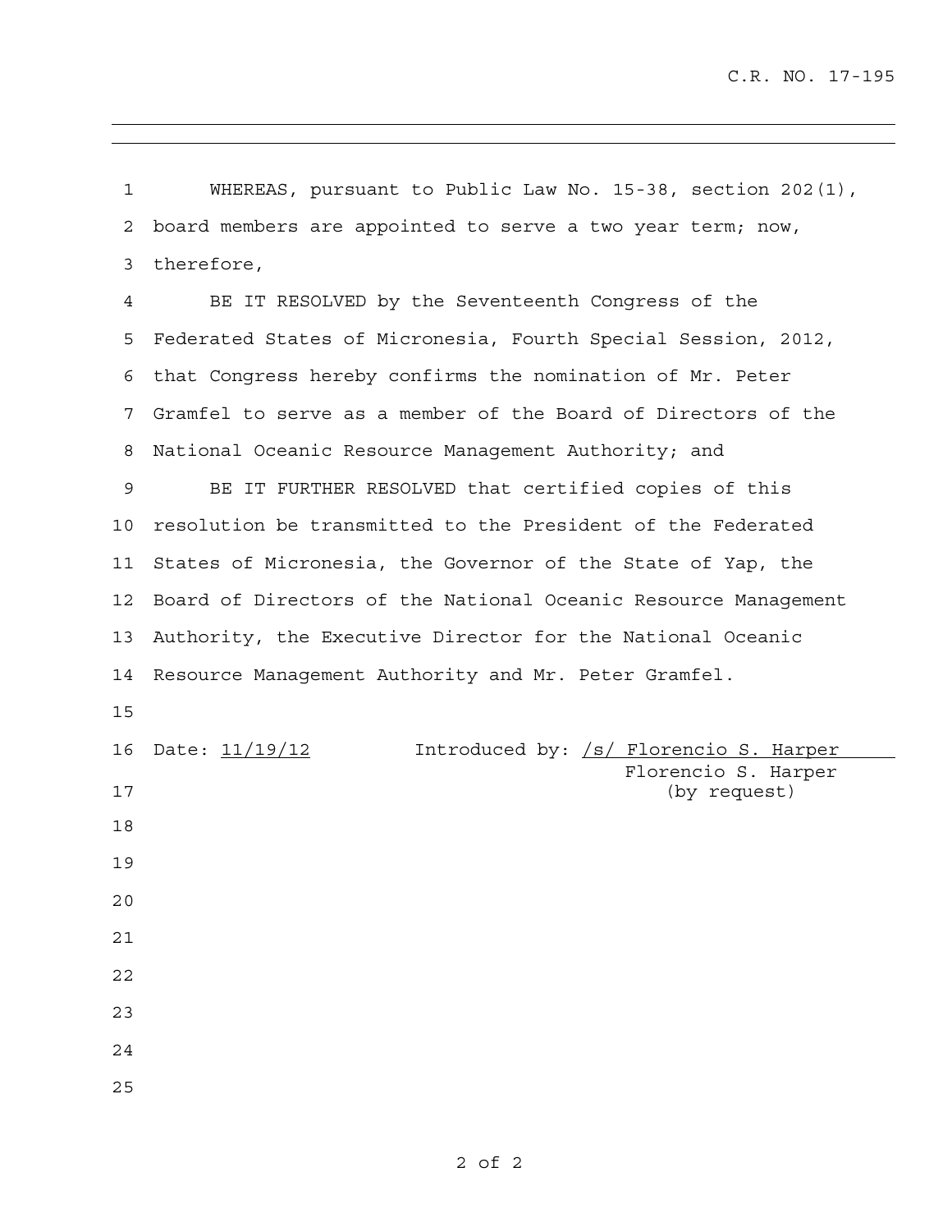WHEREAS, pursuant to Public Law No. 15-38, section 202(1), board members are appointed to serve a two year term; now, therefore,

BE IT RESOLVED by the Seventeenth Congress of the Federated States of Micronesia, Fourth Special Session, 2012, that Congress hereby confirms the nomination of Mr. Peter Gramfel to serve as a member of the Board of Directors of the National Oceanic Resource Management Authority; and

BE IT FURTHER RESOLVED that certified copies of this resolution be transmitted to the President of the Federated States of Micronesia, the Governor of the State of Yap, the Board of Directors of the National Oceanic Resource Management Authority, the Executive Director for the National Oceanic Resource Management Authority and Mr. Peter Gramfel.

Date: 11/19/12

Introduced by: /s/ Florencio S. Harper
Florencio S. Harper
(by request)